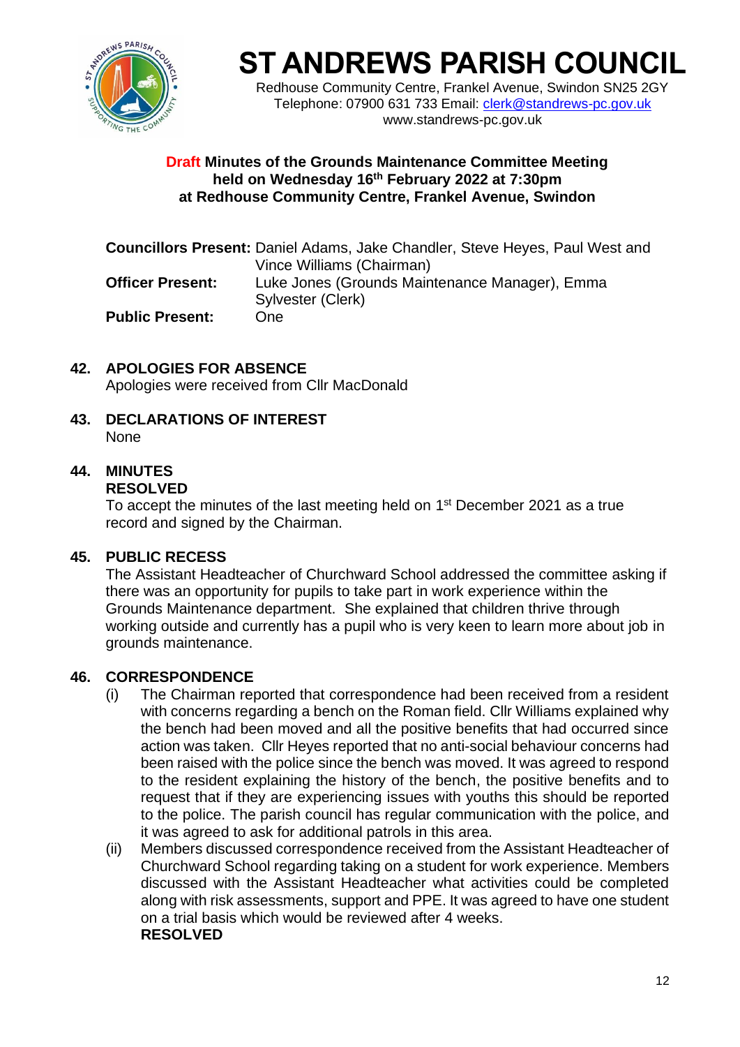# ST ANDREWS PARISH COUNCIL

Redhouse Community Centre, Frankel Avenue, Swindon SN25 2GY
Telephone: 07900 631 733 Email: clerk@standrews-pc.gov.uk
www.standrews-pc.gov.uk

**Draft Minutes of the Grounds Maintenance Committee Meeting held on Wednesday 16th February 2022 at 7:30pm at Redhouse Community Centre, Frankel Avenue, Swindon**

**Councillors Present:** Daniel Adams, Jake Chandler, Steve Heyes, Paul West and Vince Williams (Chairman)
**Officer Present:** Luke Jones (Grounds Maintenance Manager), Emma Sylvester (Clerk)
**Public Present:** One

## 42. APOLOGIES FOR ABSENCE

Apologies were received from Cllr MacDonald

## 43. DECLARATIONS OF INTEREST

None

## 44. MINUTES

**RESOLVED**

To accept the minutes of the last meeting held on 1st December 2021 as a true record and signed by the Chairman.

## 45. PUBLIC RECESS

The Assistant Headteacher of Churchward School addressed the committee asking if there was an opportunity for pupils to take part in work experience within the Grounds Maintenance department. She explained that children thrive through working outside and currently has a pupil who is very keen to learn more about job in grounds maintenance.

## 46. CORRESPONDENCE

(i) The Chairman reported that correspondence had been received from a resident with concerns regarding a bench on the Roman field. Cllr Williams explained why the bench had been moved and all the positive benefits that had occurred since action was taken. Cllr Heyes reported that no anti-social behaviour concerns had been raised with the police since the bench was moved. It was agreed to respond to the resident explaining the history of the bench, the positive benefits and to request that if they are experiencing issues with youths this should be reported to the police. The parish council has regular communication with the police, and it was agreed to ask for additional patrols in this area.

(ii) Members discussed correspondence received from the Assistant Headteacher of Churchward School regarding taking on a student for work experience. Members discussed with the Assistant Headteacher what activities could be completed along with risk assessments, support and PPE. It was agreed to have one student on a trial basis which would be reviewed after 4 weeks.

**RESOLVED**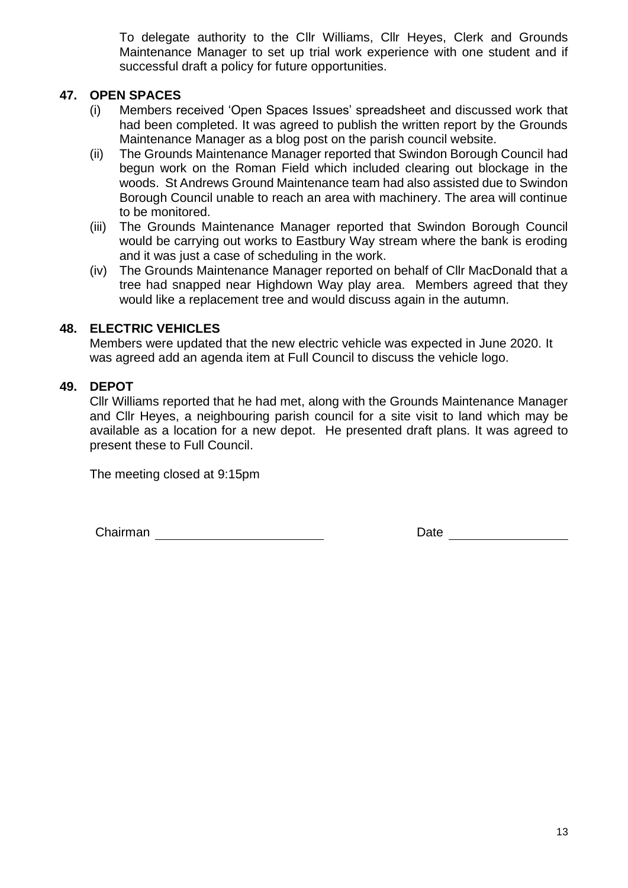To delegate authority to the Cllr Williams, Cllr Heyes, Clerk and Grounds Maintenance Manager to set up trial work experience with one student and if successful draft a policy for future opportunities.

## 47. OPEN SPACES

(i) Members received 'Open Spaces Issues' spreadsheet and discussed work that had been completed. It was agreed to publish the written report by the Grounds Maintenance Manager as a blog post on the parish council website.

(ii) The Grounds Maintenance Manager reported that Swindon Borough Council had begun work on the Roman Field which included clearing out blockage in the woods. St Andrews Ground Maintenance team had also assisted due to Swindon Borough Council unable to reach an area with machinery. The area will continue to be monitored.

(iii) The Grounds Maintenance Manager reported that Swindon Borough Council would be carrying out works to Eastbury Way stream where the bank is eroding and it was just a case of scheduling in the work.

(iv) The Grounds Maintenance Manager reported on behalf of Cllr MacDonald that a tree had snapped near Highdown Way play area. Members agreed that they would like a replacement tree and would discuss again in the autumn.

## 48. ELECTRIC VEHICLES

Members were updated that the new electric vehicle was expected in June 2020. It was agreed add an agenda item at Full Council to discuss the vehicle logo.

## 49. DEPOT

Cllr Williams reported that he had met, along with the Grounds Maintenance Manager and Cllr Heyes, a neighbouring parish council for a site visit to land which may be available as a location for a new depot. He presented draft plans. It was agreed to present these to Full Council.

The meeting closed at 9:15pm

Chairman ________________________ Date ________________